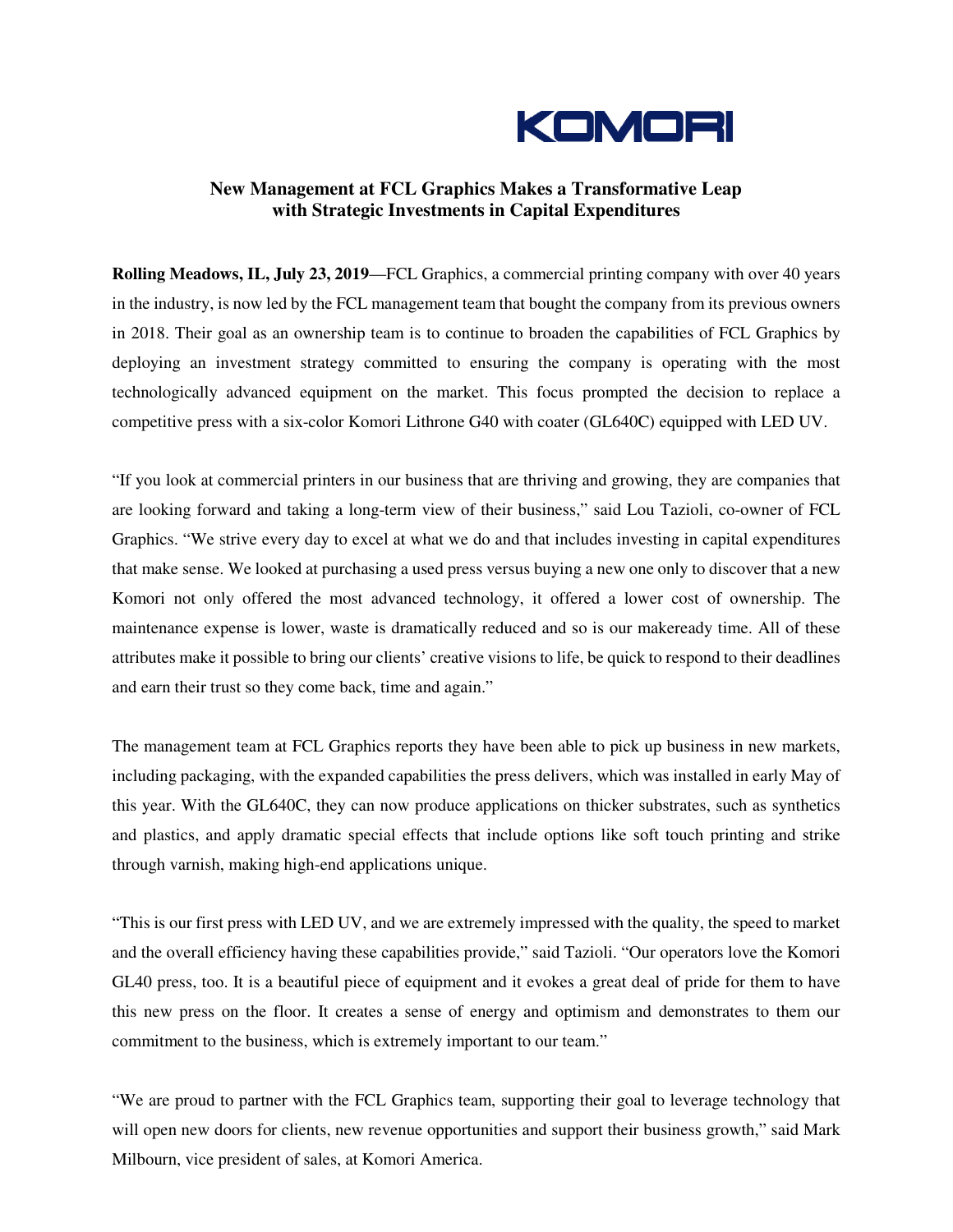KOMORI

## New Management at FCL Graphics Makes a Transformative Leap with Strategic Investments in Capital Expenditures

**Rolling Meadows, IL, July 23, 2019**—FCL Graphics, a commercial printing company with over 40 years in the industry, is now led by the FCL management team that bought the company from its previous owners in 2018. Their goal as an ownership team is to continue to broaden the capabilities of FCL Graphics by deploying an investment strategy committed to ensuring the company is operating with the most technologically advanced equipment on the market. This focus prompted the decision to replace a competitive press with a six-color Komori Lithrone G40 with coater (GL640C) equipped with LED UV.

"If you look at commercial printers in our business that are thriving and growing, they are companies that are looking forward and taking a long-term view of their business," said Lou Tazioli, co-owner of FCL Graphics. "We strive every day to excel at what we do and that includes investing in capital expenditures that make sense. We looked at purchasing a used press versus buying a new one only to discover that a new Komori not only offered the most advanced technology, it offered a lower cost of ownership. The maintenance expense is lower, waste is dramatically reduced and so is our makeready time. All of these attributes make it possible to bring our clients' creative visions to life, be quick to respond to their deadlines and earn their trust so they come back, time and again."

The management team at FCL Graphics reports they have been able to pick up business in new markets, including packaging, with the expanded capabilities the press delivers, which was installed in early May of this year. With the GL640C, they can now produce applications on thicker substrates, such as synthetics and plastics, and apply dramatic special effects that include options like soft touch printing and strike through varnish, making high-end applications unique.

"This is our first press with LED UV, and we are extremely impressed with the quality, the speed to market and the overall efficiency having these capabilities provide," said Tazioli. "Our operators love the Komori GL40 press, too. It is a beautiful piece of equipment and it evokes a great deal of pride for them to have this new press on the floor. It creates a sense of energy and optimism and demonstrates to them our commitment to the business, which is extremely important to our team."

"We are proud to partner with the FCL Graphics team, supporting their goal to leverage technology that will open new doors for clients, new revenue opportunities and support their business growth," said Mark Milbourn, vice president of sales, at Komori America.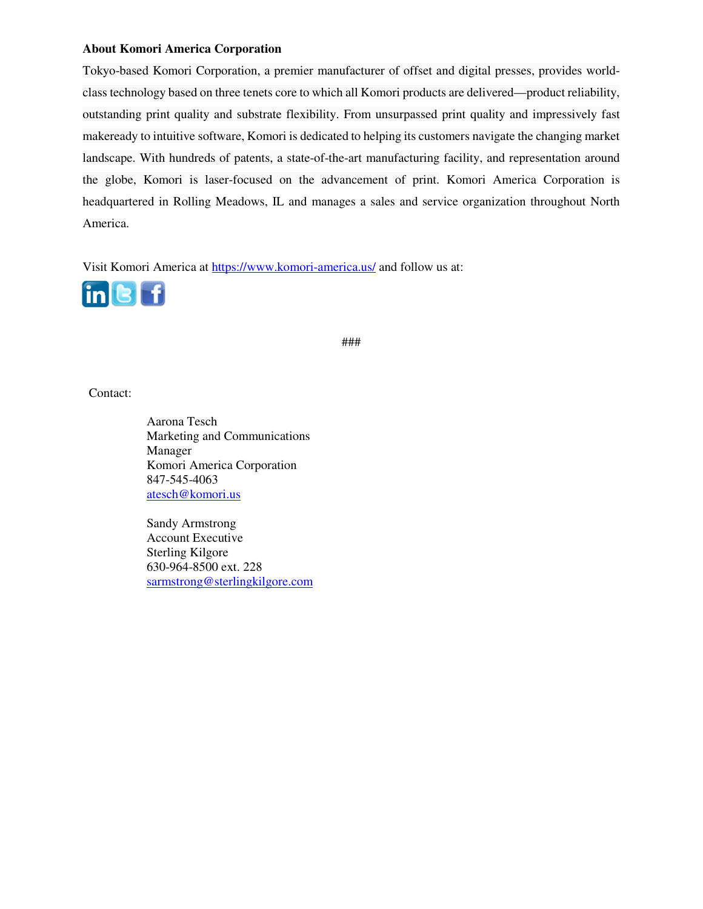**About Komori America Corporation**

Tokyo-based Komori Corporation, a premier manufacturer of offset and digital presses, provides world-class technology based on three tenets core to which all Komori products are delivered—product reliability, outstanding print quality and substrate flexibility. From unsurpassed print quality and impressively fast makeready to intuitive software, Komori is dedicated to helping its customers navigate the changing market landscape. With hundreds of patents, a state-of-the-art manufacturing facility, and representation around the globe, Komori is laser-focused on the advancement of print. Komori America Corporation is headquartered in Rolling Meadows, IL and manages a sales and service organization throughout North America.

Visit Komori America at https://www.komori-america.us/ and follow us at:

###

Contact:

Aarona Tesch  
Marketing and Communications Manager  
Komori America Corporation  
847-545-4063  
atesch@komori.us

Sandy Armstrong  
Account Executive  
Sterling Kilgore  
630-964-8500 ext. 228  
sarmstrong@sterlingkilgore.com